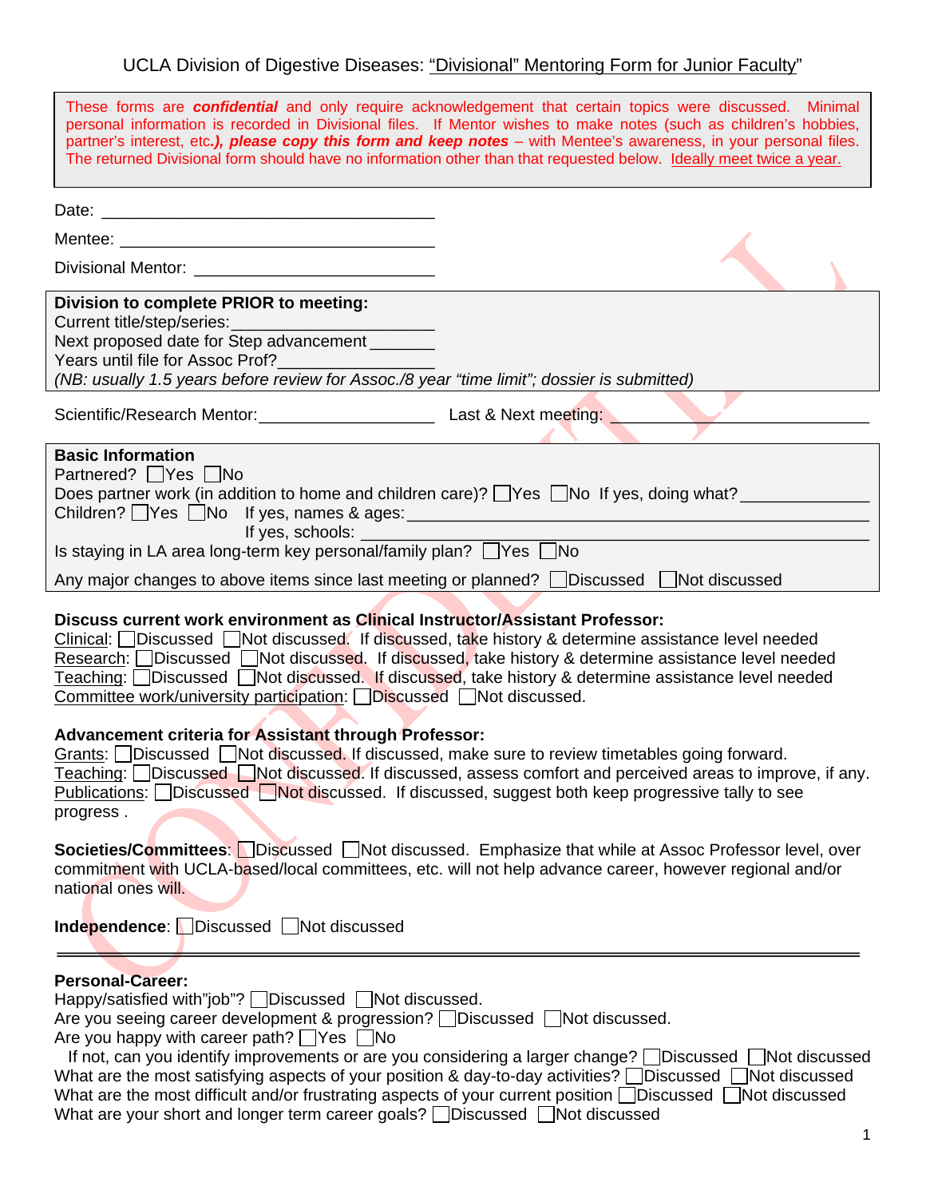# UCLA Division of Digestive Diseases: "Divisional" Mentoring Form for Junior Faculty"

> These forms are ***confidential*** and only require acknowledgement that certain topics were discussed. Minimal personal information is recorded in Divisional files. If Mentor wishes to make notes (such as children's hobbies, partner's interest, etc***.), please copy this form and keep notes*** – with Mentee's awareness, in your personal files. The returned Divisional form should have no information other than that requested below. Ideally meet twice a year.

Date: ____________________________________

Mentee: __________________________________

Divisional Mentor: _________________________

**Division to complete PRIOR to meeting:**
Current title/step/series:_____________________
Next proposed date for Step advancement _______
Years until file for Assoc Prof?________________
*(NB: usually 1.5 years before review for Assoc./8 year "time limit"; dossier is submitted)*

Scientific/Research Mentor:__________________ Last & Next meeting: ___________________________

**Basic Information**
Partnered? ☐Yes ☐No
Does partner work (in addition to home and children care)? ☐Yes ☐No If yes, doing what?_____________
Children? ☐Yes ☐No If yes, names & ages: ______________________________________________
If yes, schools: ______________________________________________
Is staying in LA area long-term key personal/family plan? ☐Yes ☐No

Any major changes to above items since last meeting or planned? ☐Discussed ☐Not discussed

**Discuss current work environment as Clinical Instructor/Assistant Professor:**
Clinical: ☐Discussed ☐Not discussed. If discussed, take history & determine assistance level needed
Research: ☐Discussed ☐Not discussed. If discussed, take history & determine assistance level needed
Teaching: ☐Discussed ☐Not discussed. If discussed, take history & determine assistance level needed
Committee work/university participation: ☐Discussed ☐Not discussed.

**Advancement criteria for Assistant through Professor:**
Grants: ☐Discussed ☐Not discussed. If discussed, make sure to review timetables going forward.
Teaching: ☐Discussed ☐Not discussed. If discussed, assess comfort and perceived areas to improve, if any.
Publications: ☐Discussed ☐Not discussed. If discussed, suggest both keep progressive tally to see progress .

**Societies/Committees**: ☐Discussed ☐Not discussed. Emphasize that while at Assoc Professor level, over commitment with UCLA-based/local committees, etc. will not help advance career, however regional and/or national ones will.

**Independence**: ☐Discussed ☐Not discussed

---

**Personal-Career:**
Happy/satisfied with"job"? ☐Discussed ☐Not discussed.
Are you seeing career development & progression? ☐Discussed ☐Not discussed.
Are you happy with career path? ☐Yes ☐No
If not, can you identify improvements or are you considering a larger change? ☐Discussed ☐Not discussed
What are the most satisfying aspects of your position & day-to-day activities? ☐Discussed ☐Not discussed
What are the most difficult and/or frustrating aspects of your current position ☐Discussed ☐Not discussed
What are your short and longer term career goals? ☐Discussed ☐Not discussed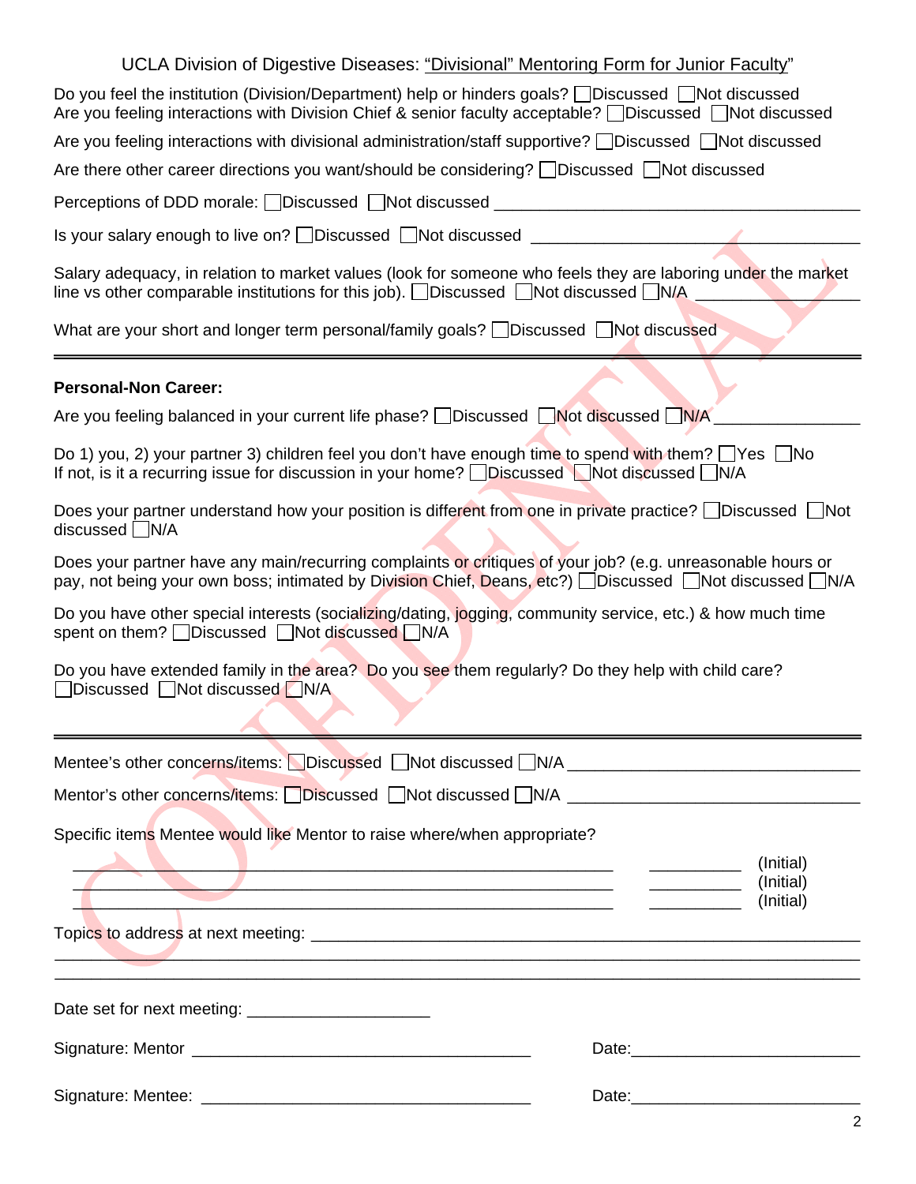UCLA Division of Digestive Diseases: "Divisional" Mentoring Form for Junior Faculty"

Do you feel the institution (Division/Department) help or hinders goals? ☐Discussed ☐Not discussed
Are you feeling interactions with Division Chief & senior faculty acceptable? ☐Discussed ☐Not discussed

Are you feeling interactions with divisional administration/staff supportive? ☐Discussed ☐Not discussed

Are there other career directions you want/should be considering? ☐Discussed ☐Not discussed

Perceptions of DDD morale: ☐Discussed ☐Not discussed ________________________________________

Is your salary enough to live on? ☐Discussed ☐Not discussed ____________________________________

Salary adequacy, in relation to market values (look for someone who feels they are laboring under the market line vs other comparable institutions for this job). ☐Discussed ☐Not discussed ☐N/A ________________

What are your short and longer term personal/family goals? ☐Discussed ☐Not discussed

---

**Personal-Non Career:**

Are you feeling balanced in your current life phase? ☐Discussed ☐Not discussed ☐N/A _______________

Do 1) you, 2) your partner 3) children feel you don't have enough time to spend with them? ☐Yes ☐No
If not, is it a recurring issue for discussion in your home? ☐Discussed ☐Not discussed ☐N/A

Does your partner understand how your position is different from one in private practice? ☐Discussed ☐Not discussed ☐N/A

Does your partner have any main/recurring complaints or critiques of your job? (e.g. unreasonable hours or pay, not being your own boss; intimated by Division Chief, Deans, etc?) ☐Discussed ☐Not discussed ☐N/A

Do you have other special interests (socializing/dating, jogging, community service, etc.) & how much time spent on them? ☐Discussed ☐Not discussed ☐N/A

Do you have extended family in the area? Do you see them regularly? Do they help with child care?
☐Discussed ☐Not discussed ☐N/A

---

Mentee's other concerns/items: ☐Discussed ☐Not discussed ☐N/A _______________________________

Mentor's other concerns/items: ☐Discussed ☐Not discussed ☐N/A _______________________________

Specific items Mentee would like Mentor to raise where/when appropriate?

______________________________________________ __________ (Initial)
______________________________________________ __________ (Initial)
______________________________________________ __________ (Initial)

Topics to address at next meeting: ____________________________________________________________
______________________________________________________________________________________
______________________________________________________________________________________

Date set for next meeting: ___________________

Signature: Mentor ____________________________________ Date:________________________

Signature: Mentee: ____________________________________ Date:________________________

CONFIDENTIAL